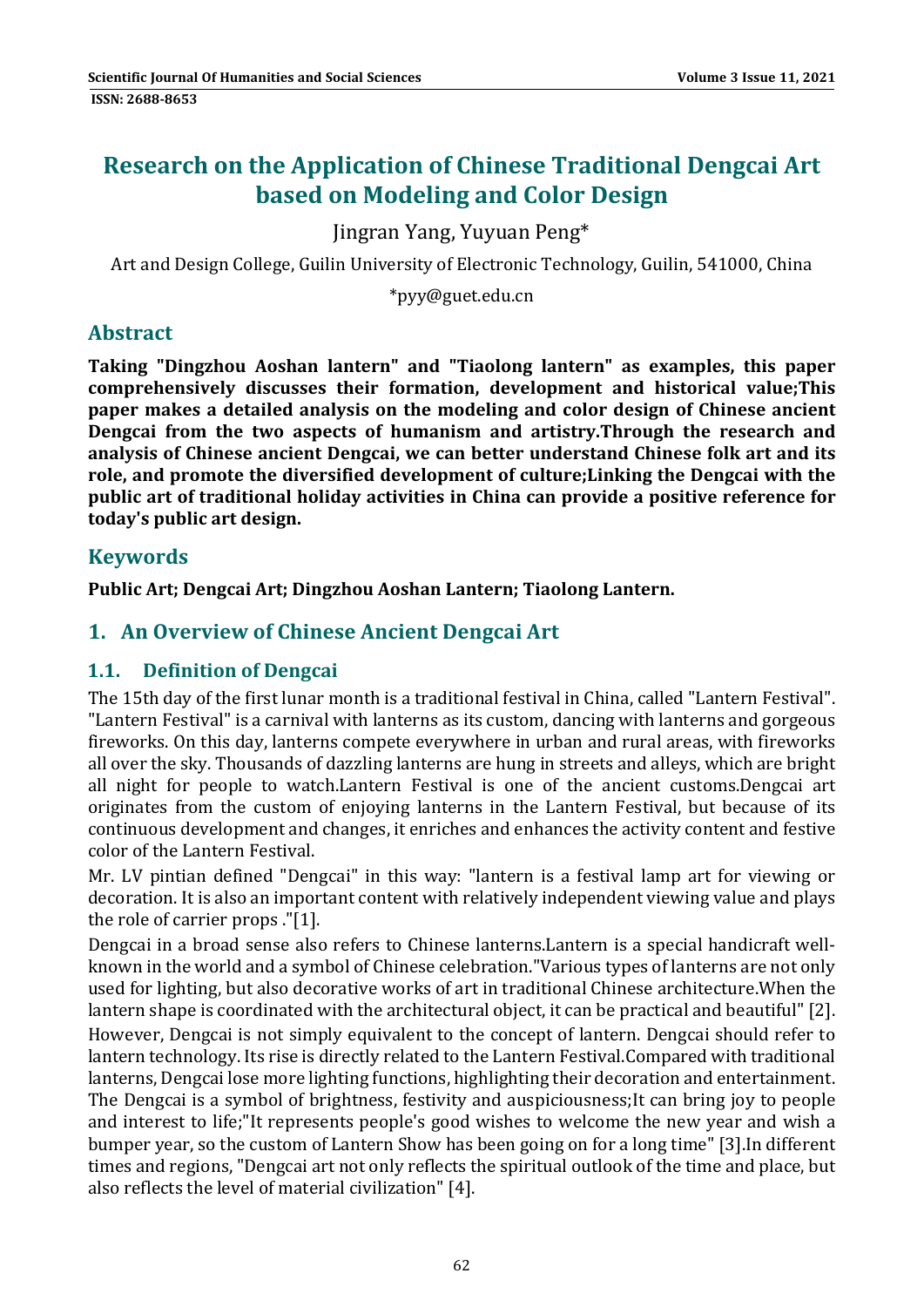# Research on the Application of Chinese Traditional Dengcai Art based on Modeling and Color Design

Jingran Yang, Yuyuan Peng*

Art and Design College, Guilin University of Electronic Technology, Guilin, 541000, China

*pyy@guet.edu.cn

## Abstract

**Taking "Dingzhou Aoshan lantern" and "Tiaolong lantern" as examples, this paper comprehensively discusses their formation, development and historical value;This paper makes a detailed analysis on the modeling and color design of Chinese ancient Dengcai from the two aspects of humanism and artistry.Through the research and analysis of Chinese ancient Dengcai, we can better understand Chinese folk art and its role, and promote the diversified development of culture;Linking the Dengcai with the public art of traditional holiday activities in China can provide a positive reference for today's public art design.**

## Keywords

**Public Art; Dengcai Art; Dingzhou Aoshan Lantern; Tiaolong Lantern.**

## 1. An Overview of Chinese Ancient Dengcai Art

### 1.1. Definition of Dengcai

The 15th day of the first lunar month is a traditional festival in China, called "Lantern Festival". "Lantern Festival" is a carnival with lanterns as its custom, dancing with lanterns and gorgeous fireworks. On this day, lanterns compete everywhere in urban and rural areas, with fireworks all over the sky. Thousands of dazzling lanterns are hung in streets and alleys, which are bright all night for people to watch.Lantern Festival is one of the ancient customs.Dengcai art originates from the custom of enjoying lanterns in the Lantern Festival, but because of its continuous development and changes, it enriches and enhances the activity content and festive color of the Lantern Festival.

Mr. LV pintian defined "Dengcai" in this way: "lantern is a festival lamp art for viewing or decoration. It is also an important content with relatively independent viewing value and plays the role of carrier props ."[1].

Dengcai in a broad sense also refers to Chinese lanterns.Lantern is a special handicraft well-known in the world and a symbol of Chinese celebration."Various types of lanterns are not only used for lighting, but also decorative works of art in traditional Chinese architecture.When the lantern shape is coordinated with the architectural object, it can be practical and beautiful" [2].

However, Dengcai is not simply equivalent to the concept of lantern. Dengcai should refer to lantern technology. Its rise is directly related to the Lantern Festival.Compared with traditional lanterns, Dengcai lose more lighting functions, highlighting their decoration and entertainment. The Dengcai is a symbol of brightness, festivity and auspiciousness;It can bring joy to people and interest to life;"It represents people's good wishes to welcome the new year and wish a bumper year, so the custom of Lantern Show has been going on for a long time" [3].In different times and regions, "Dengcai art not only reflects the spiritual outlook of the time and place, but also reflects the level of material civilization" [4].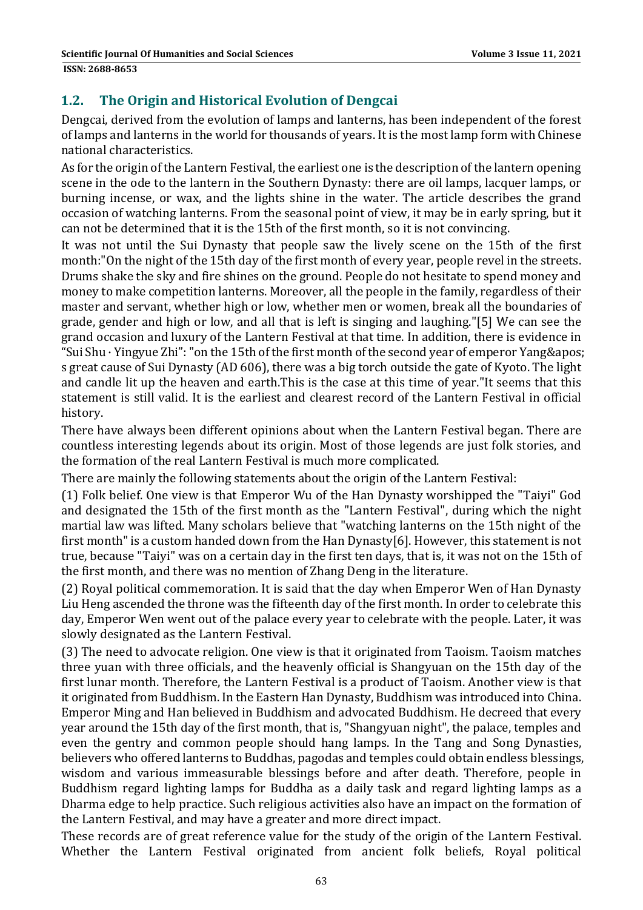## 1.2. The Origin and Historical Evolution of Dengcai

Dengcai, derived from the evolution of lamps and lanterns, has been independent of the forest of lamps and lanterns in the world for thousands of years. It is the most lamp form with Chinese national characteristics.

As for the origin of the Lantern Festival, the earliest one is the description of the lantern opening scene in the ode to the lantern in the Southern Dynasty: there are oil lamps, lacquer lamps, or burning incense, or wax, and the lights shine in the water. The article describes the grand occasion of watching lanterns. From the seasonal point of view, it may be in early spring, but it can not be determined that it is the 15th of the first month, so it is not convincing.

It was not until the Sui Dynasty that people saw the lively scene on the 15th of the first month:"On the night of the 15th day of the first month of every year, people revel in the streets. Drums shake the sky and fire shines on the ground. People do not hesitate to spend money and money to make competition lanterns. Moreover, all the people in the family, regardless of their master and servant, whether high or low, whether men or women, break all the boundaries of grade, gender and high or low, and all that is left is singing and laughing."[5] We can see the grand occasion and luxury of the Lantern Festival at that time. In addition, there is evidence in "Sui Shu · Yingyue Zhi": "on the 15th of the first month of the second year of emperor Yang&apos; s great cause of Sui Dynasty (AD 606), there was a big torch outside the gate of Kyoto. The light and candle lit up the heaven and earth.This is the case at this time of year."It seems that this statement is still valid. It is the earliest and clearest record of the Lantern Festival in official history.

There have always been different opinions about when the Lantern Festival began. There are countless interesting legends about its origin. Most of those legends are just folk stories, and the formation of the real Lantern Festival is much more complicated.

There are mainly the following statements about the origin of the Lantern Festival:

(1) Folk belief. One view is that Emperor Wu of the Han Dynasty worshipped the "Taiyi" God and designated the 15th of the first month as the "Lantern Festival", during which the night martial law was lifted. Many scholars believe that "watching lanterns on the 15th night of the first month" is a custom handed down from the Han Dynasty[6]. However, this statement is not true, because "Taiyi" was on a certain day in the first ten days, that is, it was not on the 15th of the first month, and there was no mention of Zhang Deng in the literature.

(2) Royal political commemoration. It is said that the day when Emperor Wen of Han Dynasty Liu Heng ascended the throne was the fifteenth day of the first month. In order to celebrate this day, Emperor Wen went out of the palace every year to celebrate with the people. Later, it was slowly designated as the Lantern Festival.

(3) The need to advocate religion. One view is that it originated from Taoism. Taoism matches three yuan with three officials, and the heavenly official is Shangyuan on the 15th day of the first lunar month. Therefore, the Lantern Festival is a product of Taoism. Another view is that it originated from Buddhism. In the Eastern Han Dynasty, Buddhism was introduced into China. Emperor Ming and Han believed in Buddhism and advocated Buddhism. He decreed that every year around the 15th day of the first month, that is, "Shangyuan night", the palace, temples and even the gentry and common people should hang lamps. In the Tang and Song Dynasties, believers who offered lanterns to Buddhas, pagodas and temples could obtain endless blessings, wisdom and various immeasurable blessings before and after death. Therefore, people in Buddhism regard lighting lamps for Buddha as a daily task and regard lighting lamps as a Dharma edge to help practice. Such religious activities also have an impact on the formation of the Lantern Festival, and may have a greater and more direct impact.

These records are of great reference value for the study of the origin of the Lantern Festival. Whether the Lantern Festival originated from ancient folk beliefs, Royal political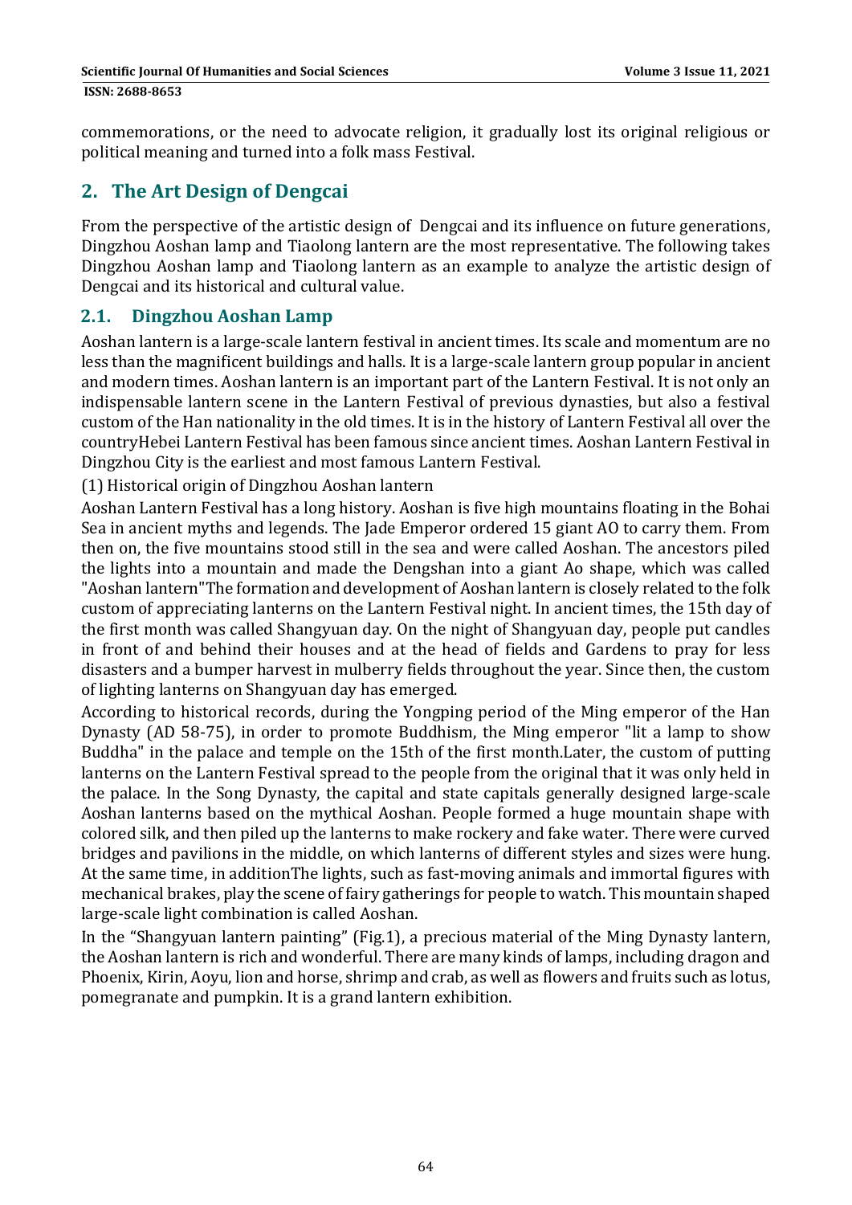commemorations, or the need to advocate religion, it gradually lost its original religious or political meaning and turned into a folk mass Festival.

## 2. The Art Design of Dengcai

From the perspective of the artistic design of Dengcai and its influence on future generations, Dingzhou Aoshan lamp and Tiaolong lantern are the most representative. The following takes Dingzhou Aoshan lamp and Tiaolong lantern as an example to analyze the artistic design of Dengcai and its historical and cultural value.

### 2.1. Dingzhou Aoshan Lamp

Aoshan lantern is a large-scale lantern festival in ancient times. Its scale and momentum are no less than the magnificent buildings and halls. It is a large-scale lantern group popular in ancient and modern times. Aoshan lantern is an important part of the Lantern Festival. It is not only an indispensable lantern scene in the Lantern Festival of previous dynasties, but also a festival custom of the Han nationality in the old times. It is in the history of Lantern Festival all over the countryHebei Lantern Festival has been famous since ancient times. Aoshan Lantern Festival in Dingzhou City is the earliest and most famous Lantern Festival.

(1) Historical origin of Dingzhou Aoshan lantern

Aoshan Lantern Festival has a long history. Aoshan is five high mountains floating in the Bohai Sea in ancient myths and legends. The Jade Emperor ordered 15 giant AO to carry them. From then on, the five mountains stood still in the sea and were called Aoshan. The ancestors piled the lights into a mountain and made the Dengshan into a giant Ao shape, which was called "Aoshan lantern"The formation and development of Aoshan lantern is closely related to the folk custom of appreciating lanterns on the Lantern Festival night. In ancient times, the 15th day of the first month was called Shangyuan day. On the night of Shangyuan day, people put candles in front of and behind their houses and at the head of fields and Gardens to pray for less disasters and a bumper harvest in mulberry fields throughout the year. Since then, the custom of lighting lanterns on Shangyuan day has emerged.

According to historical records, during the Yongping period of the Ming emperor of the Han Dynasty (AD 58-75), in order to promote Buddhism, the Ming emperor "lit a lamp to show Buddha" in the palace and temple on the 15th of the first month.Later, the custom of putting lanterns on the Lantern Festival spread to the people from the original that it was only held in the palace. In the Song Dynasty, the capital and state capitals generally designed large-scale Aoshan lanterns based on the mythical Aoshan. People formed a huge mountain shape with colored silk, and then piled up the lanterns to make rockery and fake water. There were curved bridges and pavilions in the middle, on which lanterns of different styles and sizes were hung. At the same time, in additionThe lights, such as fast-moving animals and immortal figures with mechanical brakes, play the scene of fairy gatherings for people to watch. This mountain shaped large-scale light combination is called Aoshan.

In the "Shangyuan lantern painting" (Fig.1), a precious material of the Ming Dynasty lantern, the Aoshan lantern is rich and wonderful. There are many kinds of lamps, including dragon and Phoenix, Kirin, Aoyu, lion and horse, shrimp and crab, as well as flowers and fruits such as lotus, pomegranate and pumpkin. It is a grand lantern exhibition.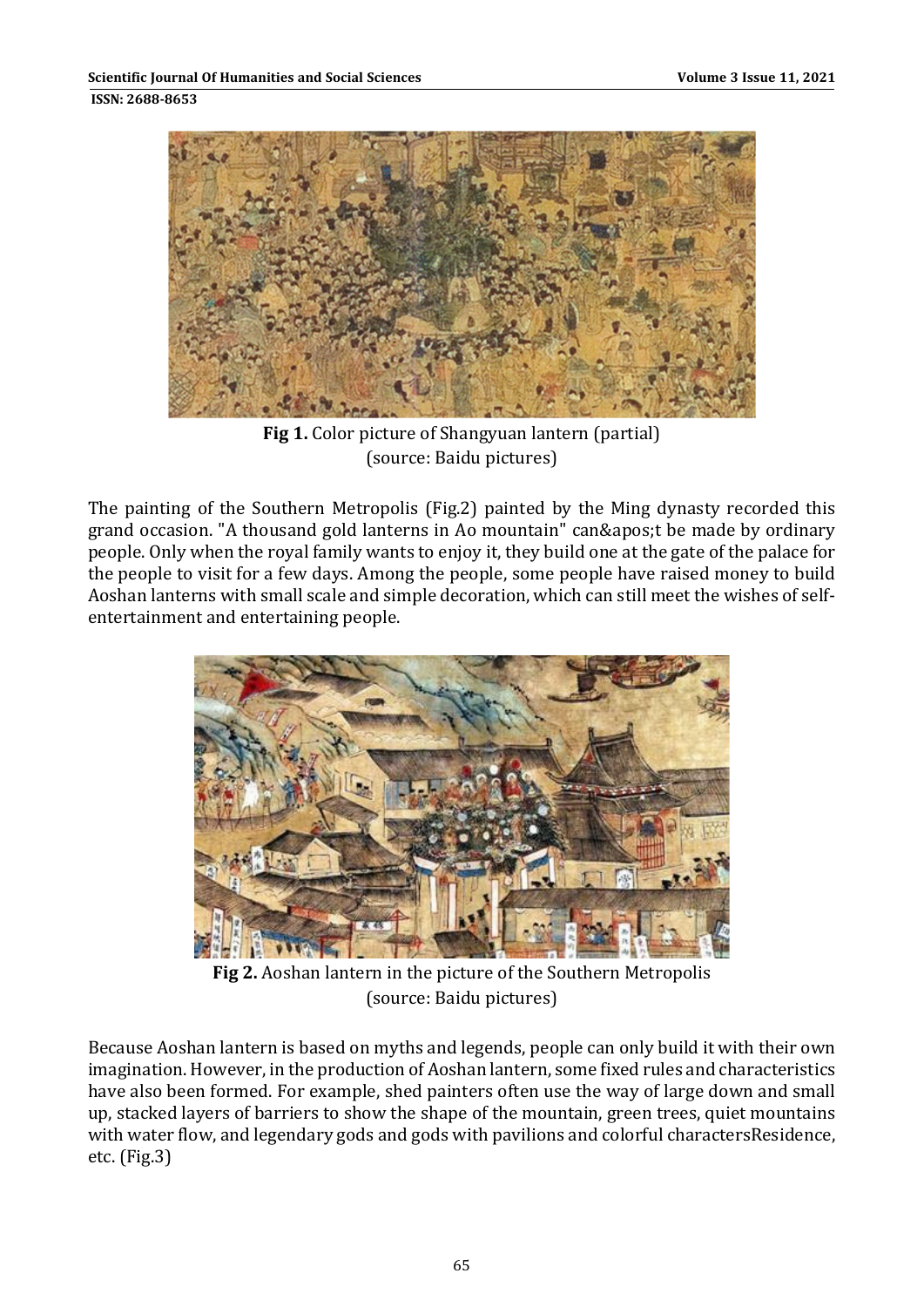**Fig 1.** Color picture of Shangyuan lantern (partial)
(source: Baidu pictures)

The painting of the Southern Metropolis (Fig.2) painted by the Ming dynasty recorded this grand occasion. "A thousand gold lanterns in Ao mountain" can&apos;t be made by ordinary people. Only when the royal family wants to enjoy it, they build one at the gate of the palace for the people to visit for a few days. Among the people, some people have raised money to build Aoshan lanterns with small scale and simple decoration, which can still meet the wishes of self-entertainment and entertaining people.

**Fig 2.** Aoshan lantern in the picture of the Southern Metropolis
(source: Baidu pictures)

Because Aoshan lantern is based on myths and legends, people can only build it with their own imagination. However, in the production of Aoshan lantern, some fixed rules and characteristics have also been formed. For example, shed painters often use the way of large down and small up, stacked layers of barriers to show the shape of the mountain, green trees, quiet mountains with water flow, and legendary gods and gods with pavilions and colorful charactersResidence, etc. (Fig.3)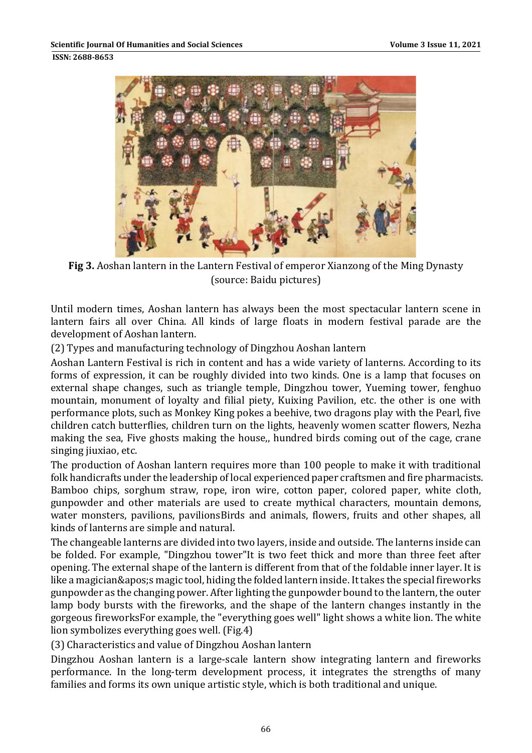**Fig 3.** Aoshan lantern in the Lantern Festival of emperor Xianzong of the Ming Dynasty (source: Baidu pictures)

Until modern times, Aoshan lantern has always been the most spectacular lantern scene in lantern fairs all over China. All kinds of large floats in modern festival parade are the development of Aoshan lantern.

(2) Types and manufacturing technology of Dingzhou Aoshan lantern

Aoshan Lantern Festival is rich in content and has a wide variety of lanterns. According to its forms of expression, it can be roughly divided into two kinds. One is a lamp that focuses on external shape changes, such as triangle temple, Dingzhou tower, Yueming tower, fenghuo mountain, monument of loyalty and filial piety, Kuixing Pavilion, etc. the other is one with performance plots, such as Monkey King pokes a beehive, two dragons play with the Pearl, five children catch butterflies, children turn on the lights, heavenly women scatter flowers, Nezha making the sea, Five ghosts making the house,, hundred birds coming out of the cage, crane singing jiuxiao, etc.

The production of Aoshan lantern requires more than 100 people to make it with traditional folk handicrafts under the leadership of local experienced paper craftsmen and fire pharmacists. Bamboo chips, sorghum straw, rope, iron wire, cotton paper, colored paper, white cloth, gunpowder and other materials are used to create mythical characters, mountain demons, water monsters, pavilions, pavilionsBirds and animals, flowers, fruits and other shapes, all kinds of lanterns are simple and natural.

The changeable lanterns are divided into two layers, inside and outside. The lanterns inside can be folded. For example, "Dingzhou tower"It is two feet thick and more than three feet after opening. The external shape of the lantern is different from that of the foldable inner layer. It is like a magician&apos;s magic tool, hiding the folded lantern inside. It takes the special fireworks gunpowder as the changing power. After lighting the gunpowder bound to the lantern, the outer lamp body bursts with the fireworks, and the shape of the lantern changes instantly in the gorgeous fireworksFor example, the "everything goes well" light shows a white lion. The white lion symbolizes everything goes well. (Fig.4)

(3) Characteristics and value of Dingzhou Aoshan lantern

Dingzhou Aoshan lantern is a large-scale lantern show integrating lantern and fireworks performance. In the long-term development process, it integrates the strengths of many families and forms its own unique artistic style, which is both traditional and unique.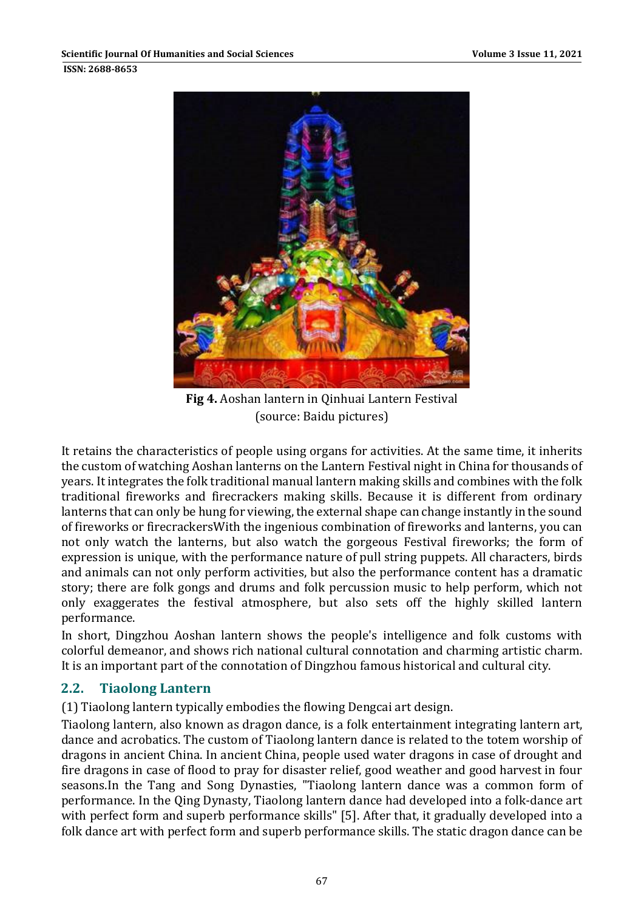**Fig 4.** Aoshan lantern in Qinhuai Lantern Festival (source: Baidu pictures)

It retains the characteristics of people using organs for activities. At the same time, it inherits the custom of watching Aoshan lanterns on the Lantern Festival night in China for thousands of years. It integrates the folk traditional manual lantern making skills and combines with the folk traditional fireworks and firecrackers making skills. Because it is different from ordinary lanterns that can only be hung for viewing, the external shape can change instantly in the sound of fireworks or firecrackersWith the ingenious combination of fireworks and lanterns, you can not only watch the lanterns, but also watch the gorgeous Festival fireworks; the form of expression is unique, with the performance nature of pull string puppets. All characters, birds and animals can not only perform activities, but also the performance content has a dramatic story; there are folk gongs and drums and folk percussion music to help perform, which not only exaggerates the festival atmosphere, but also sets off the highly skilled lantern performance.

In short, Dingzhou Aoshan lantern shows the people's intelligence and folk customs with colorful demeanor, and shows rich national cultural connotation and charming artistic charm. It is an important part of the connotation of Dingzhou famous historical and cultural city.

## 2.2. Tiaolong Lantern

(1) Tiaolong lantern typically embodies the flowing Dengcai art design.

Tiaolong lantern, also known as dragon dance, is a folk entertainment integrating lantern art, dance and acrobatics. The custom of Tiaolong lantern dance is related to the totem worship of dragons in ancient China. In ancient China, people used water dragons in case of drought and fire dragons in case of flood to pray for disaster relief, good weather and good harvest in four seasons.In the Tang and Song Dynasties, "Tiaolong lantern dance was a common form of performance. In the Qing Dynasty, Tiaolong lantern dance had developed into a folk-dance art with perfect form and superb performance skills" [5]. After that, it gradually developed into a folk dance art with perfect form and superb performance skills. The static dragon dance can be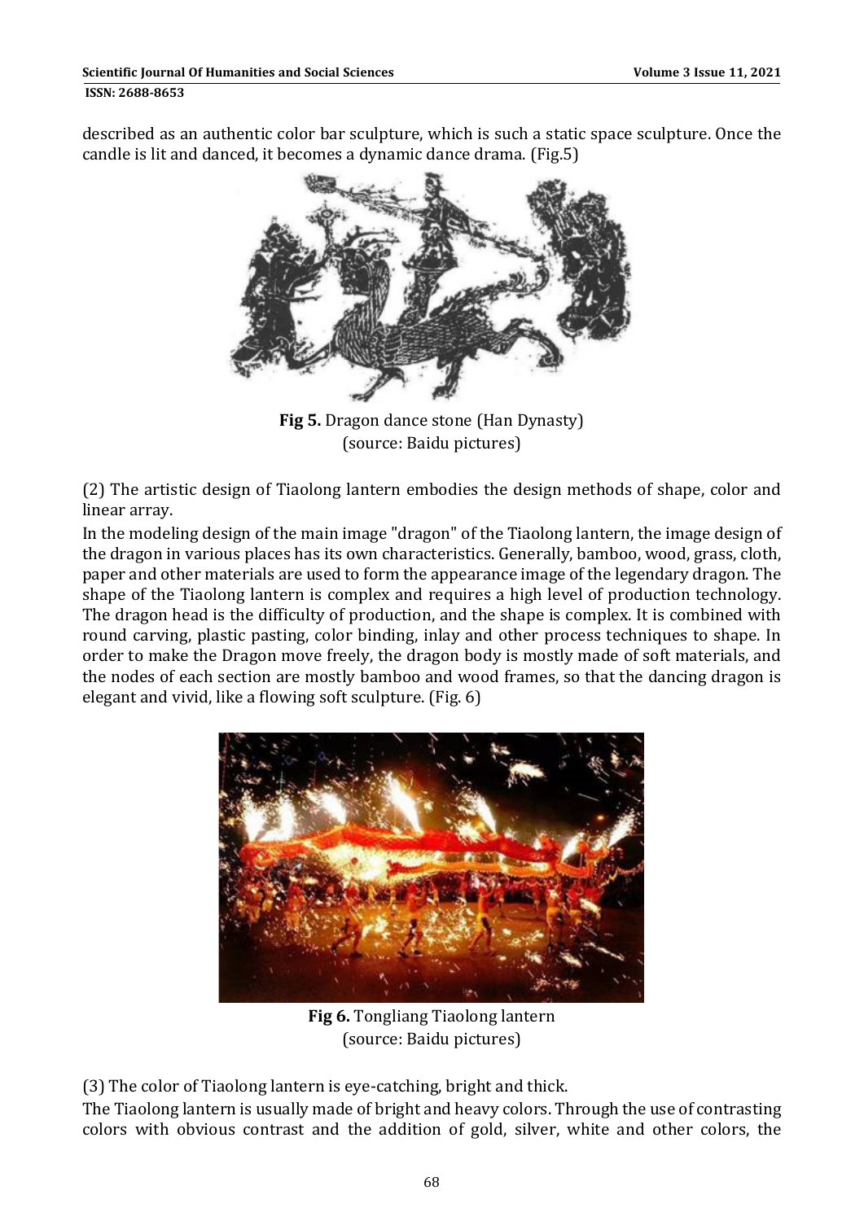described as an authentic color bar sculpture, which is such a static space sculpture. Once the candle is lit and danced, it becomes a dynamic dance drama. (Fig.5)

**Fig 5.** Dragon dance stone (Han Dynasty)
(source: Baidu pictures)

(2) The artistic design of Tiaolong lantern embodies the design methods of shape, color and linear array.

In the modeling design of the main image "dragon" of the Tiaolong lantern, the image design of the dragon in various places has its own characteristics. Generally, bamboo, wood, grass, cloth, paper and other materials are used to form the appearance image of the legendary dragon. The shape of the Tiaolong lantern is complex and requires a high level of production technology. The dragon head is the difficulty of production, and the shape is complex. It is combined with round carving, plastic pasting, color binding, inlay and other process techniques to shape. In order to make the Dragon move freely, the dragon body is mostly made of soft materials, and the nodes of each section are mostly bamboo and wood frames, so that the dancing dragon is elegant and vivid, like a flowing soft sculpture. (Fig. 6)

**Fig 6.** Tongliang Tiaolong lantern
(source: Baidu pictures)

(3) The color of Tiaolong lantern is eye-catching, bright and thick.

The Tiaolong lantern is usually made of bright and heavy colors. Through the use of contrasting colors with obvious contrast and the addition of gold, silver, white and other colors, the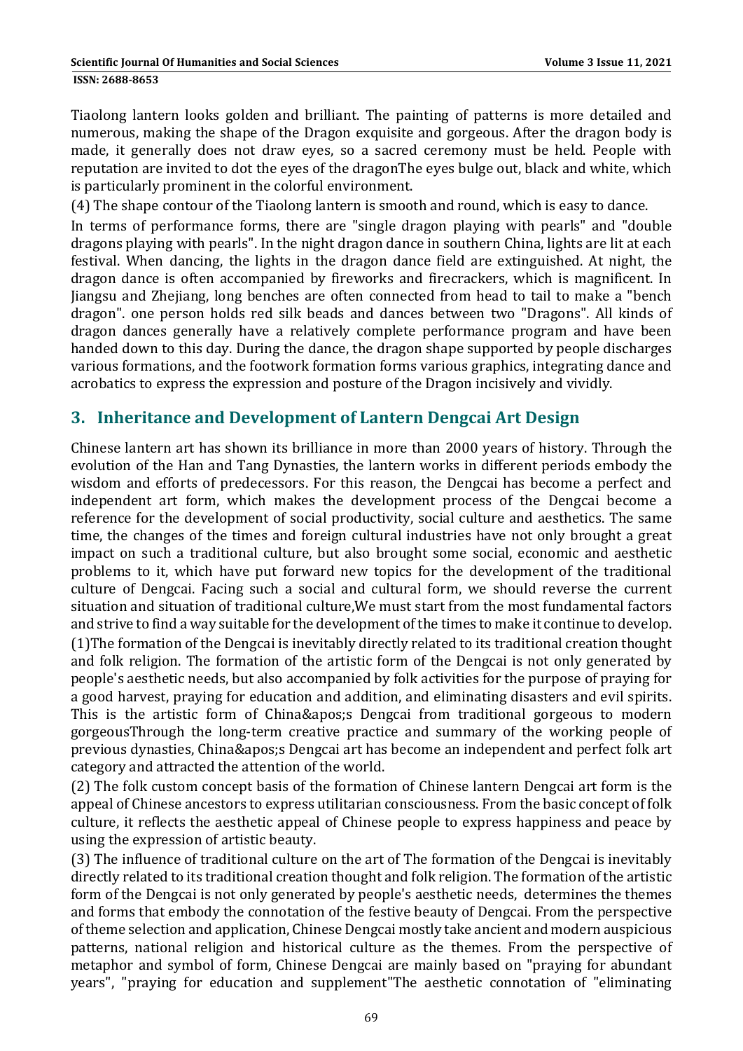Tiaolong lantern looks golden and brilliant. The painting of patterns is more detailed and numerous, making the shape of the Dragon exquisite and gorgeous. After the dragon body is made, it generally does not draw eyes, so a sacred ceremony must be held. People with reputation are invited to dot the eyes of the dragonThe eyes bulge out, black and white, which is particularly prominent in the colorful environment.

(4) The shape contour of the Tiaolong lantern is smooth and round, which is easy to dance.

In terms of performance forms, there are "single dragon playing with pearls" and "double dragons playing with pearls". In the night dragon dance in southern China, lights are lit at each festival. When dancing, the lights in the dragon dance field are extinguished. At night, the dragon dance is often accompanied by fireworks and firecrackers, which is magnificent. In Jiangsu and Zhejiang, long benches are often connected from head to tail to make a "bench dragon". one person holds red silk beads and dances between two "Dragons". All kinds of dragon dances generally have a relatively complete performance program and have been handed down to this day. During the dance, the dragon shape supported by people discharges various formations, and the footwork formation forms various graphics, integrating dance and acrobatics to express the expression and posture of the Dragon incisively and vividly.

## 3. Inheritance and Development of Lantern Dengcai Art Design

Chinese lantern art has shown its brilliance in more than 2000 years of history. Through the evolution of the Han and Tang Dynasties, the lantern works in different periods embody the wisdom and efforts of predecessors. For this reason, the Dengcai has become a perfect and independent art form, which makes the development process of the Dengcai become a reference for the development of social productivity, social culture and aesthetics. The same time, the changes of the times and foreign cultural industries have not only brought a great impact on such a traditional culture, but also brought some social, economic and aesthetic problems to it, which have put forward new topics for the development of the traditional culture of Dengcai. Facing such a social and cultural form, we should reverse the current situation and situation of traditional culture,We must start from the most fundamental factors and strive to find a way suitable for the development of the times to make it continue to develop.

(1)The formation of the Dengcai is inevitably directly related to its traditional creation thought and folk religion. The formation of the artistic form of the Dengcai is not only generated by people's aesthetic needs, but also accompanied by folk activities for the purpose of praying for a good harvest, praying for education and addition, and eliminating disasters and evil spirits. This is the artistic form of China&apos;s Dengcai from traditional gorgeous to modern gorgeousThrough the long-term creative practice and summary of the working people of previous dynasties, China&apos;s Dengcai art has become an independent and perfect folk art category and attracted the attention of the world.

(2) The folk custom concept basis of the formation of Chinese lantern Dengcai art form is the appeal of Chinese ancestors to express utilitarian consciousness. From the basic concept of folk culture, it reflects the aesthetic appeal of Chinese people to express happiness and peace by using the expression of artistic beauty.

(3) The influence of traditional culture on the art of The formation of the Dengcai is inevitably directly related to its traditional creation thought and folk religion. The formation of the artistic form of the Dengcai is not only generated by people's aesthetic needs, determines the themes and forms that embody the connotation of the festive beauty of Dengcai. From the perspective of theme selection and application, Chinese Dengcai mostly take ancient and modern auspicious patterns, national religion and historical culture as the themes. From the perspective of metaphor and symbol of form, Chinese Dengcai are mainly based on "praying for abundant years", "praying for education and supplement"The aesthetic connotation of "eliminating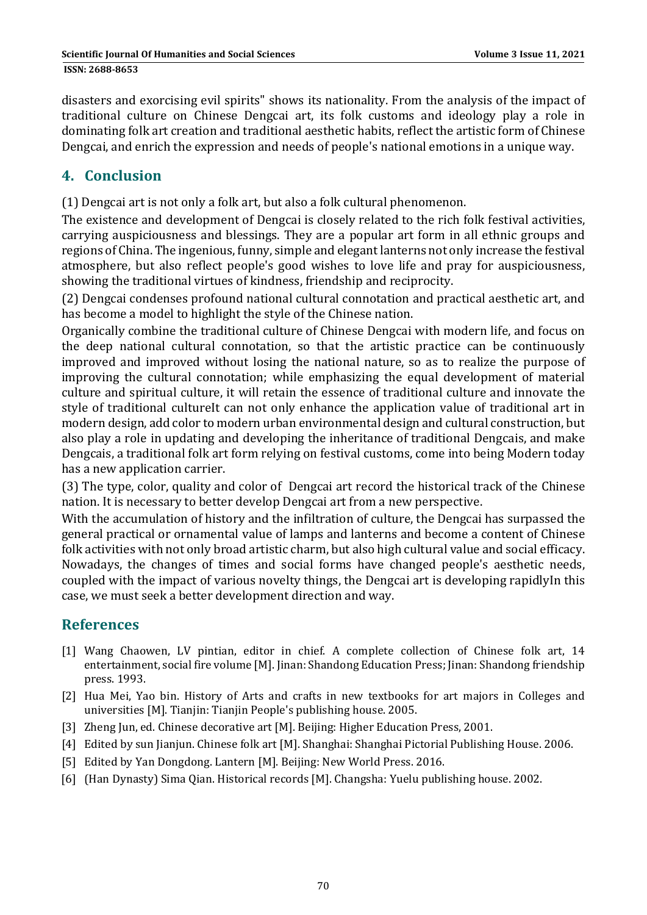disasters and exorcising evil spirits" shows its nationality. From the analysis of the impact of traditional culture on Chinese Dengcai art, its folk customs and ideology play a role in dominating folk art creation and traditional aesthetic habits, reflect the artistic form of Chinese Dengcai, and enrich the expression and needs of people's national emotions in a unique way.

## 4. Conclusion

(1) Dengcai art is not only a folk art, but also a folk cultural phenomenon.

The existence and development of Dengcai is closely related to the rich folk festival activities, carrying auspiciousness and blessings. They are a popular art form in all ethnic groups and regions of China. The ingenious, funny, simple and elegant lanterns not only increase the festival atmosphere, but also reflect people's good wishes to love life and pray for auspiciousness, showing the traditional virtues of kindness, friendship and reciprocity.

(2) Dengcai condenses profound national cultural connotation and practical aesthetic art, and has become a model to highlight the style of the Chinese nation.

Organically combine the traditional culture of Chinese Dengcai with modern life, and focus on the deep national cultural connotation, so that the artistic practice can be continuously improved and improved without losing the national nature, so as to realize the purpose of improving the cultural connotation; while emphasizing the equal development of material culture and spiritual culture, it will retain the essence of traditional culture and innovate the style of traditional cultureIt can not only enhance the application value of traditional art in modern design, add color to modern urban environmental design and cultural construction, but also play a role in updating and developing the inheritance of traditional Dengcais, and make Dengcais, a traditional folk art form relying on festival customs, come into being Modern today has a new application carrier.

(3) The type, color, quality and color of Dengcai art record the historical track of the Chinese nation. It is necessary to better develop Dengcai art from a new perspective.

With the accumulation of history and the infiltration of culture, the Dengcai has surpassed the general practical or ornamental value of lamps and lanterns and become a content of Chinese folk activities with not only broad artistic charm, but also high cultural value and social efficacy. Nowadays, the changes of times and social forms have changed people's aesthetic needs, coupled with the impact of various novelty things, the Dengcai art is developing rapidlyIn this case, we must seek a better development direction and way.

## References

[1] Wang Chaowen, LV pintian, editor in chief. A complete collection of Chinese folk art, 14 entertainment, social fire volume [M]. Jinan: Shandong Education Press; Jinan: Shandong friendship press. 1993.

[2] Hua Mei, Yao bin. History of Arts and crafts in new textbooks for art majors in Colleges and universities [M]. Tianjin: Tianjin People's publishing house. 2005.

[3] Zheng Jun, ed. Chinese decorative art [M]. Beijing: Higher Education Press, 2001.

[4] Edited by sun Jianjun. Chinese folk art [M]. Shanghai: Shanghai Pictorial Publishing House. 2006.

[5] Edited by Yan Dongdong. Lantern [M]. Beijing: New World Press. 2016.

[6] (Han Dynasty) Sima Qian. Historical records [M]. Changsha: Yuelu publishing house. 2002.